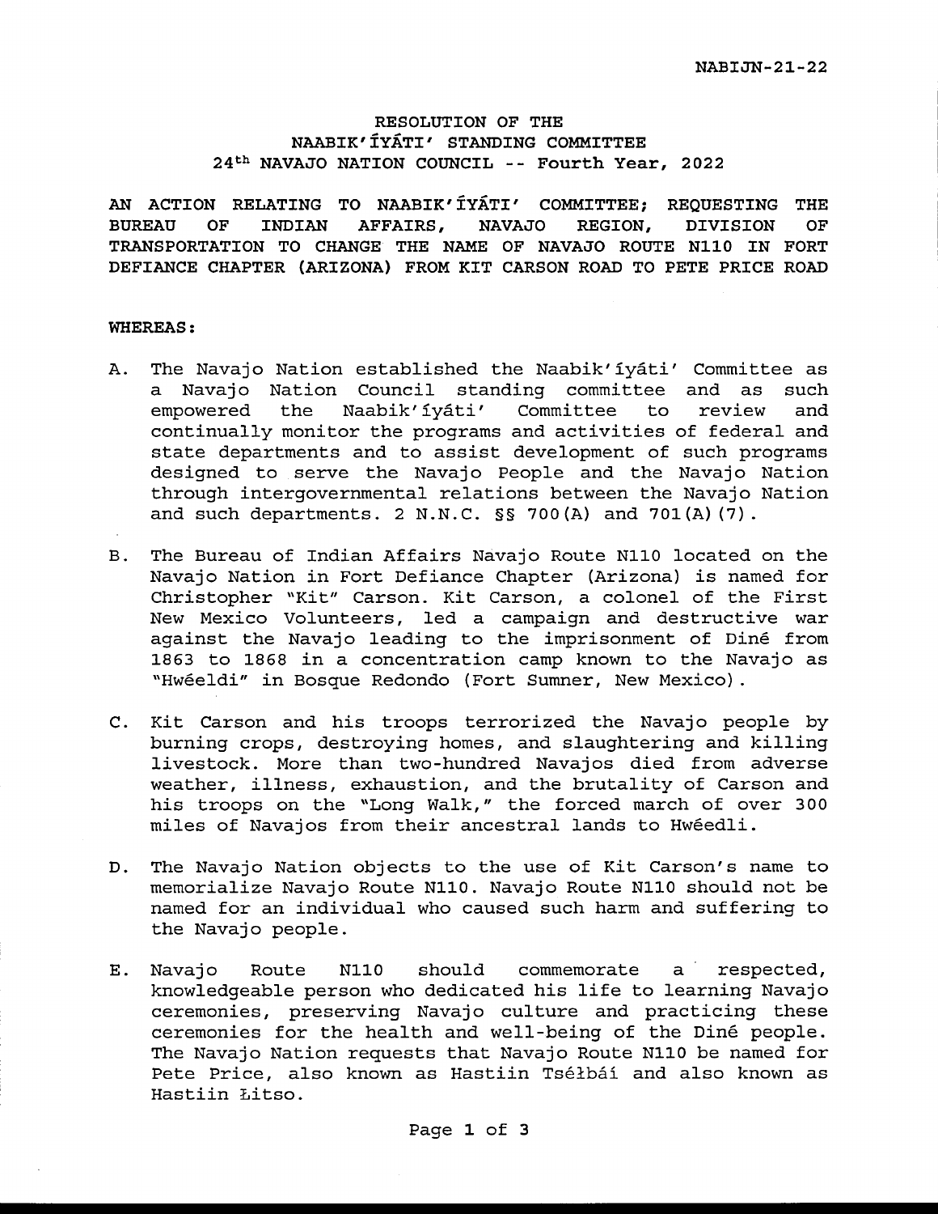NABIJN-21-22

# RESOLUTION OF THE NAABIK'ÍYÁTI' STANDING COMMITTEE 24th NAVAJO NATION COUNCIL -- Fourth Year, 2022

**AN ACTION RELATING TO NAABIK'ÍYÁTI' COMMITTEE; REQUESTING THE BUREAU OF INDIAN AFFAIRS, NAVAJO REGION, DIVISION OF TRANSPORTATION TO CHANGE THE NAME OF NAVAJO ROUTE N110 IN FORT DEFIANCE CHAPTER (ARIZONA) FROM KIT CARSON ROAD TO PETE PRICE ROAD**

**WHEREAS:**

A. The Navajo Nation established the Naabik'íyáti' Committee as a Navajo Nation Council standing committee and as such empowered the Naabik'íyáti' Committee to review and continually monitor the programs and activities of federal and state departments and to assist development of such programs designed to serve the Navajo People and the Navajo Nation through intergovernmental relations between the Navajo Nation and such departments. 2 N.N.C. §§ 700(A) and 701(A)(7).

B. The Bureau of Indian Affairs Navajo Route N110 located on the Navajo Nation in Fort Defiance Chapter (Arizona) is named for Christopher "Kit" Carson. Kit Carson, a colonel of the First New Mexico Volunteers, led a campaign and destructive war against the Navajo leading to the imprisonment of Diné from 1863 to 1868 in a concentration camp known to the Navajo as "Hwéeldi" in Bosque Redondo (Fort Sumner, New Mexico).

C. Kit Carson and his troops terrorized the Navajo people by burning crops, destroying homes, and slaughtering and killing livestock. More than two-hundred Navajos died from adverse weather, illness, exhaustion, and the brutality of Carson and his troops on the "Long Walk," the forced march of over 300 miles of Navajos from their ancestral lands to Hwéedli.

D. The Navajo Nation objects to the use of Kit Carson's name to memorialize Navajo Route N110. Navajo Route N110 should not be named for an individual who caused such harm and suffering to the Navajo people.

E. Navajo Route N110 should commemorate a respected, knowledgeable person who dedicated his life to learning Navajo ceremonies, preserving Navajo culture and practicing these ceremonies for the health and well-being of the Diné people. The Navajo Nation requests that Navajo Route N110 be named for Pete Price, also known as Hastiin Tséłbáí and also known as Hastiin Łitso.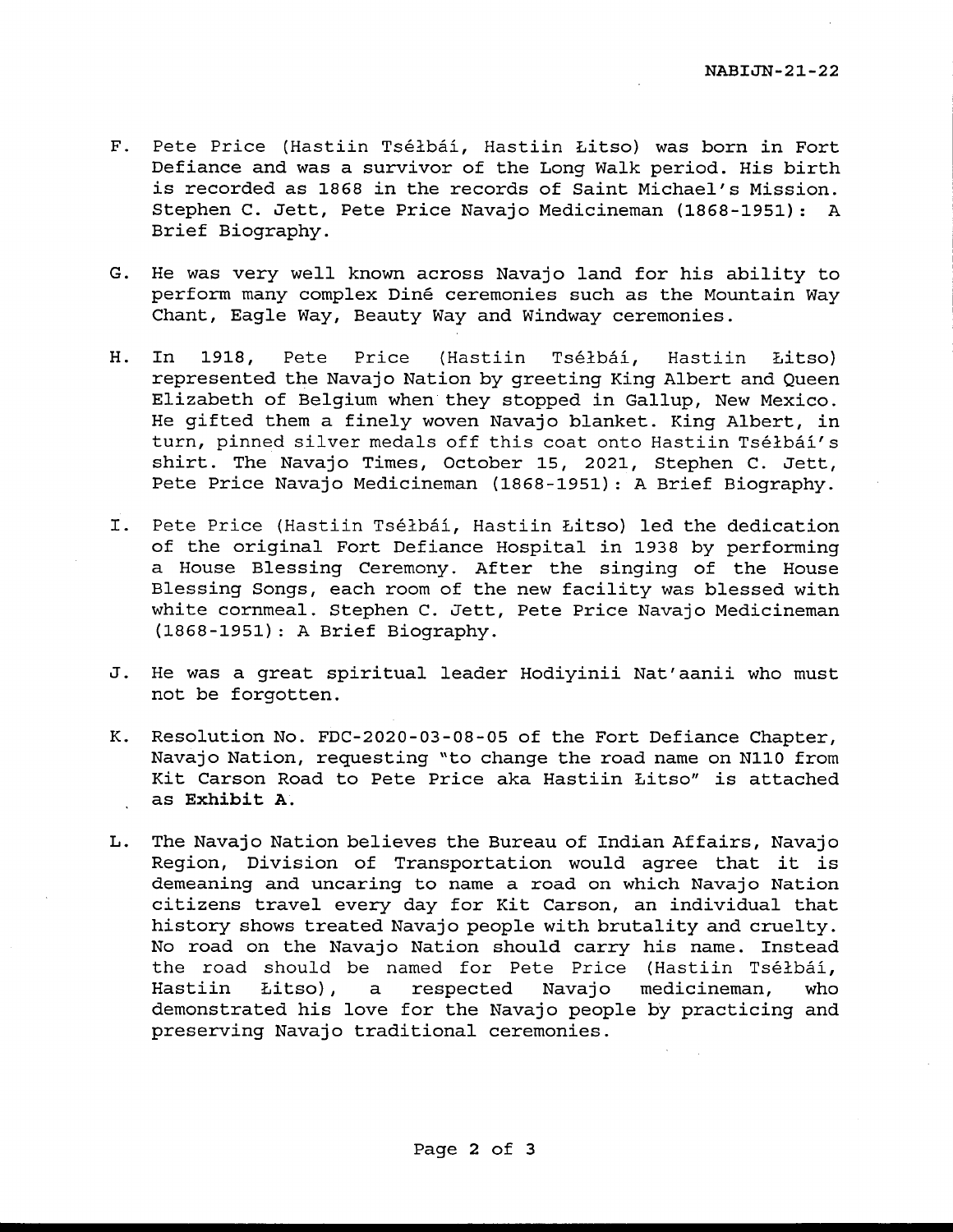F. Pete Price (Hastiin Tséłbáí, Hastiin Łitso) was born in Fort Defiance and was a survivor of the Long Walk period. His birth is recorded as 1868 in the records of Saint Michael's Mission. Stephen C. Jett, Pete Price Navajo Medicineman (1868-1951): A Brief Biography.

G. He was very well known across Navajo land for his ability to perform many complex Diné ceremonies such as the Mountain Way Chant, Eagle Way, Beauty Way and Windway ceremonies.

H. In 1918, Pete Price (Hastiin Tséłbáí, Hastiin Łitso) represented the Navajo Nation by greeting King Albert and Queen Elizabeth of Belgium when they stopped in Gallup, New Mexico. He gifted them a finely woven Navajo blanket. King Albert, in turn, pinned silver medals off this coat onto Hastiin Tséłbáí's shirt. The Navajo Times, October 15, 2021, Stephen C. Jett, Pete Price Navajo Medicineman (1868-1951): A Brief Biography.

I. Pete Price (Hastiin Tséłbáí, Hastiin Łitso) led the dedication of the original Fort Defiance Hospital in 1938 by performing a House Blessing Ceremony. After the singing of the House Blessing Songs, each room of the new facility was blessed with white cornmeal. Stephen C. Jett, Pete Price Navajo Medicineman (1868-1951): A Brief Biography.

J. He was a great spiritual leader Hodiyinii Nat'aanii who must not be forgotten.

K. Resolution No. FDC-2020-03-08-05 of the Fort Defiance Chapter, Navajo Nation, requesting "to change the road name on N110 from Kit Carson Road to Pete Price aka Hastiin Łitso" is attached as **Exhibit A**.

L. The Navajo Nation believes the Bureau of Indian Affairs, Navajo Region, Division of Transportation would agree that it is demeaning and uncaring to name a road on which Navajo Nation citizens travel every day for Kit Carson, an individual that history shows treated Navajo people with brutality and cruelty. No road on the Navajo Nation should carry his name. Instead the road should be named for Pete Price (Hastiin Tséłbáí, Hastiin Łitso), a respected Navajo medicineman, who demonstrated his love for the Navajo people by practicing and preserving Navajo traditional ceremonies.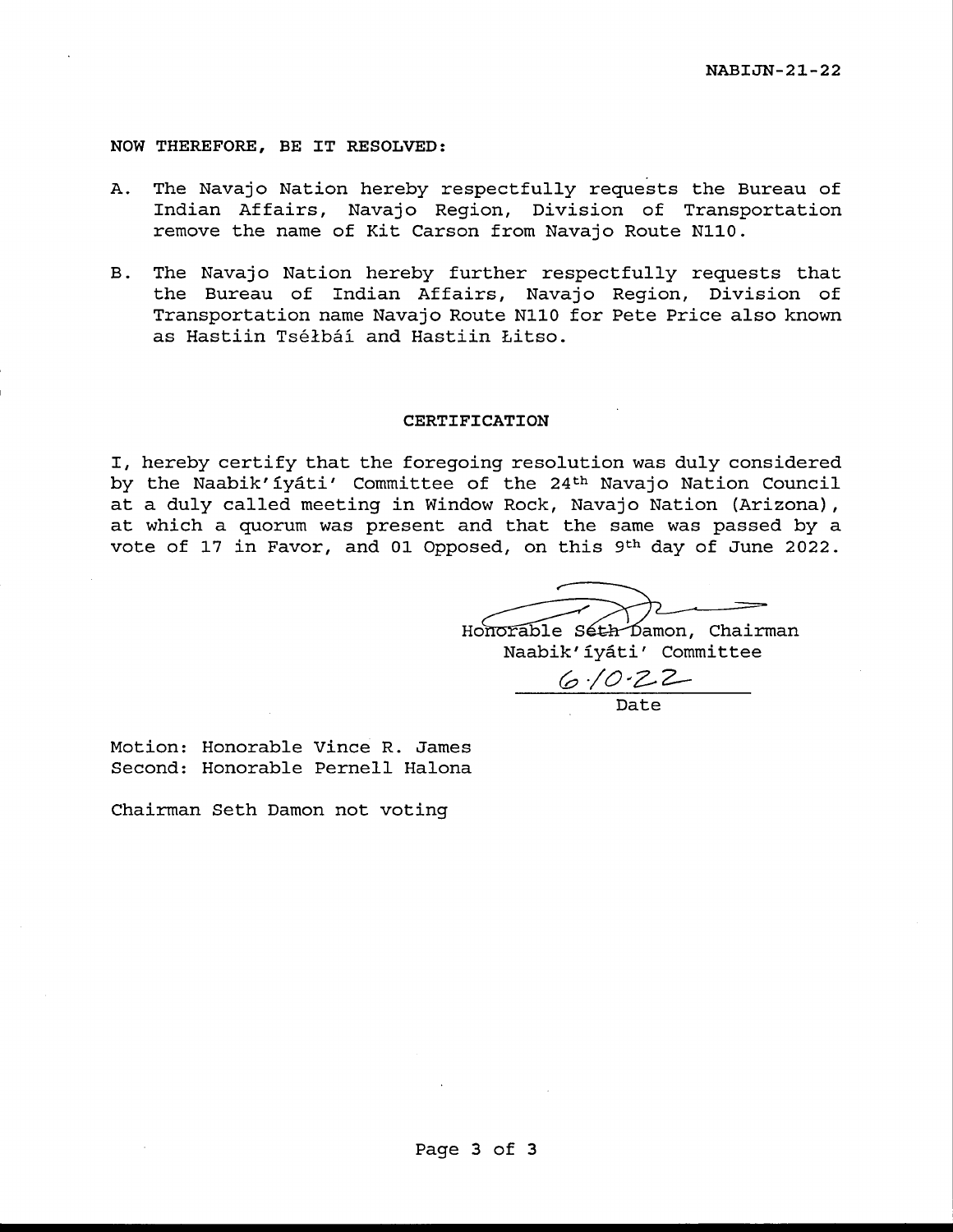NOW THEREFORE, BE IT RESOLVED:

A. The Navajo Nation hereby respectfully requests the Bureau of Indian Affairs, Navajo Region, Division of Transportation remove the name of Kit Carson from Navajo Route N110.

B. The Navajo Nation hereby further respectfully requests that the Bureau of Indian Affairs, Navajo Region, Division of Transportation name Navajo Route N110 for Pete Price also known as Hastiin Tsé łbáí and Hastiin Łitso.

## CERTIFICATION

I, hereby certify that the foregoing resolution was duly considered by the Naabik'íyáti' Committee of the 24th Navajo Nation Council at a duly called meeting in Window Rock, Navajo Nation (Arizona), at which a quorum was present and that the same was passed by a vote of 17 in Favor, and 01 Opposed, on this 9th day of June 2022.

Honorable Seth Damon, Chairman
Naabik'íyáti' Committee

6.10.22
Date

Motion: Honorable Vince R. James
Second: Honorable Pernell Halona

Chairman Seth Damon not voting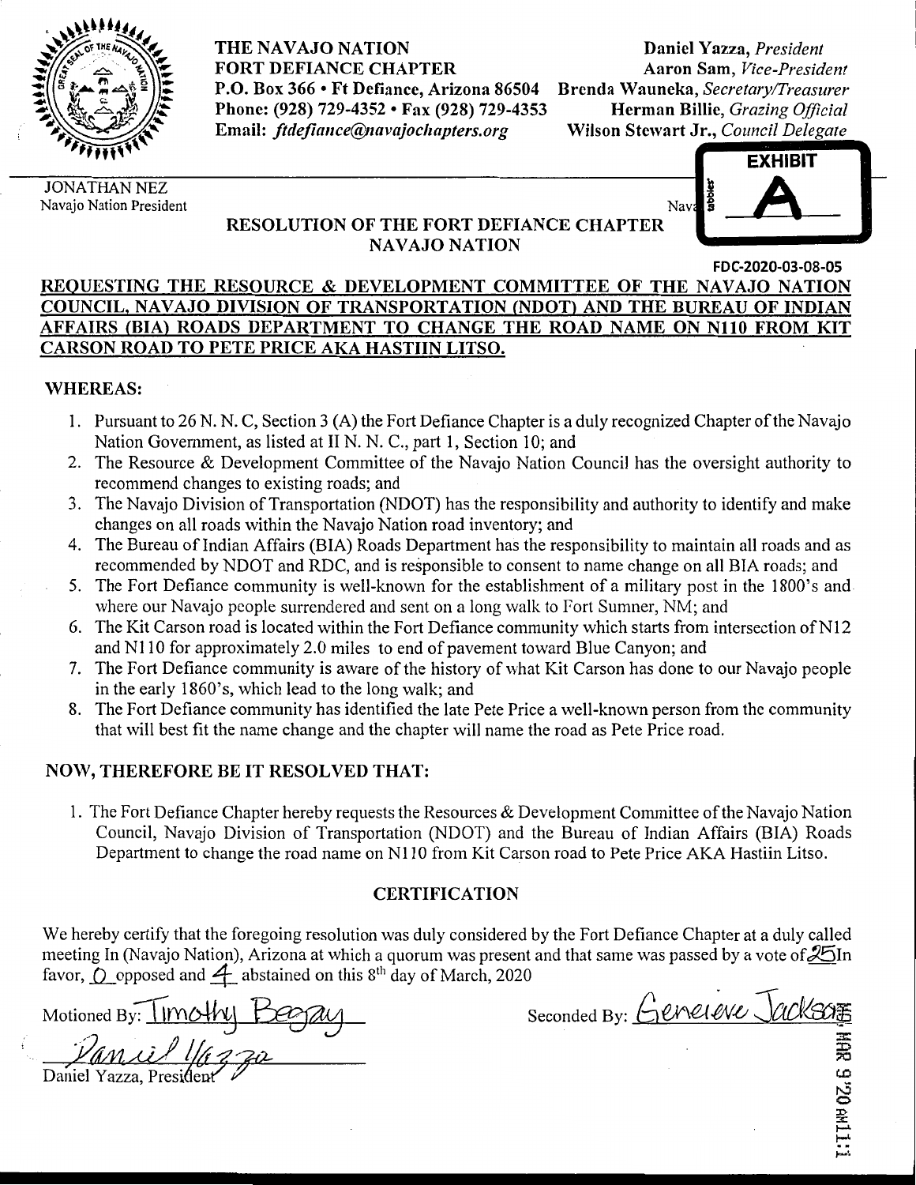THE NAVAJO NATION
FORT DEFIANCE CHAPTER
P.O. Box 366 • Ft Defiance, Arizona 86504
Phone: (928) 729-4352 • Fax (928) 729-4353
Email: *ftdefiance@navajochapters.org*

**Daniel Yazza**, *President*
**Aaron Sam**, *Vice-President*
**Brenda Wauneka**, *Secretary/Treasurer*
**Herman Billie**, *Grazing Official*
**Wilson Stewart Jr.**, *Council Delegate*

JONATHAN NEZ
Navajo Nation President

EXHIBIT A

## RESOLUTION OF THE FORT DEFIANCE CHAPTER NAVAJO NATION

FDC-2020-03-08-05

**REQUESTING THE RESOURCE & DEVELOPMENT COMMITTEE OF THE NAVAJO NATION COUNCIL, NAVAJO DIVISION OF TRANSPORTATION (NDOT) AND THE BUREAU OF INDIAN AFFAIRS (BIA) ROADS DEPARTMENT TO CHANGE THE ROAD NAME ON N110 FROM KIT CARSON ROAD TO PETE PRICE AKA HASTIIN LITSO.**

### WHEREAS:

1. Pursuant to 26 N. N. C, Section 3 (A) the Fort Defiance Chapter is a duly recognized Chapter of the Navajo Nation Government, as listed at II N. N. C., part 1, Section 10; and
2. The Resource & Development Committee of the Navajo Nation Council has the oversight authority to recommend changes to existing roads; and
3. The Navajo Division of Transportation (NDOT) has the responsibility and authority to identify and make changes on all roads within the Navajo Nation road inventory; and
4. The Bureau of Indian Affairs (BIA) Roads Department has the responsibility to maintain all roads and as recommended by NDOT and RDC, and is responsible to consent to name change on all BIA roads; and
5. The Fort Defiance community is well-known for the establishment of a military post in the 1800's and where our Navajo people surrendered and sent on a long walk to Fort Sumner, NM; and
6. The Kit Carson road is located within the Fort Defiance community which starts from intersection of N12 and N110 for approximately 2.0 miles to end of pavement toward Blue Canyon; and
7. The Fort Defiance community is aware of the history of what Kit Carson has done to our Navajo people in the early 1860's, which lead to the long walk; and
8. The Fort Defiance community has identified the late Pete Price a well-known person from the community that will best fit the name change and the chapter will name the road as Pete Price road.

### NOW, THEREFORE BE IT RESOLVED THAT:

1. The Fort Defiance Chapter hereby requests the Resources & Development Committee of the Navajo Nation Council, Navajo Division of Transportation (NDOT) and the Bureau of Indian Affairs (BIA) Roads Department to change the road name on N110 from Kit Carson road to Pete Price AKA Hastiin Litso.

### CERTIFICATION

We hereby certify that the foregoing resolution was duly considered by the Fort Defiance Chapter at a duly called meeting In (Navajo Nation), Arizona at which a quorum was present and that same was passed by a vote of 25 In favor, 0 opposed and 4 abstained on this 8th day of March, 2020

Motioned By: Timothy Begay

Seconded By: Genevieve Jackson

Daniel Yazza, President

MAR 9 '20 AM11:1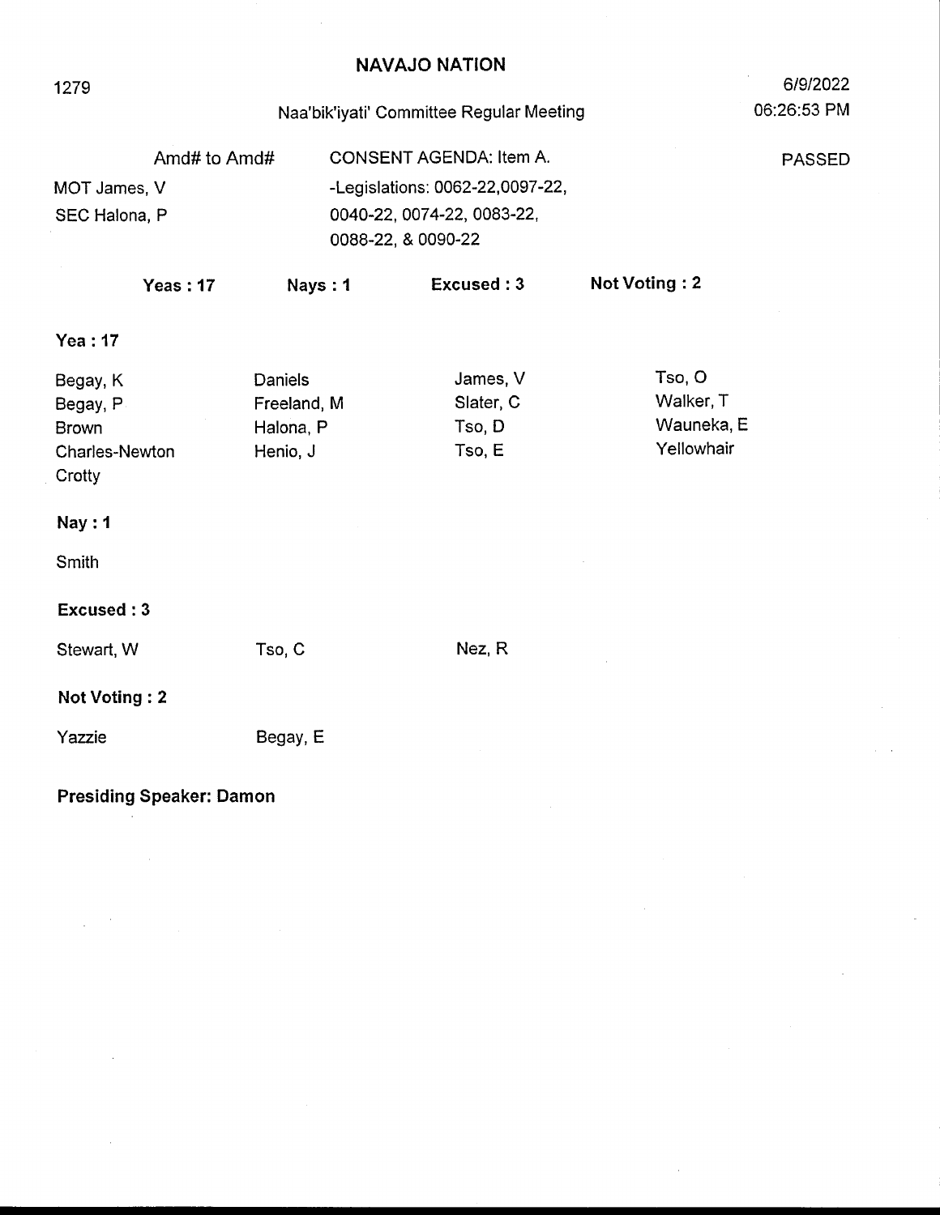# NAVAJO NATION

1279

Naa'bik'iyati' Committee Regular Meeting

6/9/2022
06:26:53 PM

Amd# to Amd#

MOT James, V
SEC Halona, P

CONSENT AGENDA: Item A.
-Legislations: 0062-22,0097-22, 0040-22, 0074-22, 0083-22, 0088-22, & 0090-22

PASSED

**Yeas : 17** **Nays : 1** **Excused : 3** **Not Voting : 2**

**Yea : 17**

| | | | |
|---|---|---|---|
| Begay, K | Daniels | James, V | Tso, O |
| Begay, P | Freeland, M | Slater, C | Walker, T |
| Brown | Halona, P | Tso, D | Wauneka, E |
| Charles-Newton | Henio, J | Tso, E | Yellowhair |
| Crotty | | | |

**Nay : 1**

Smith

**Excused : 3**

| | | |
|---|---|---|
| Stewart, W | Tso, C | Nez, R |

**Not Voting : 2**

| | |
|---|---|
| Yazzie | Begay, E |

**Presiding Speaker: Damon**